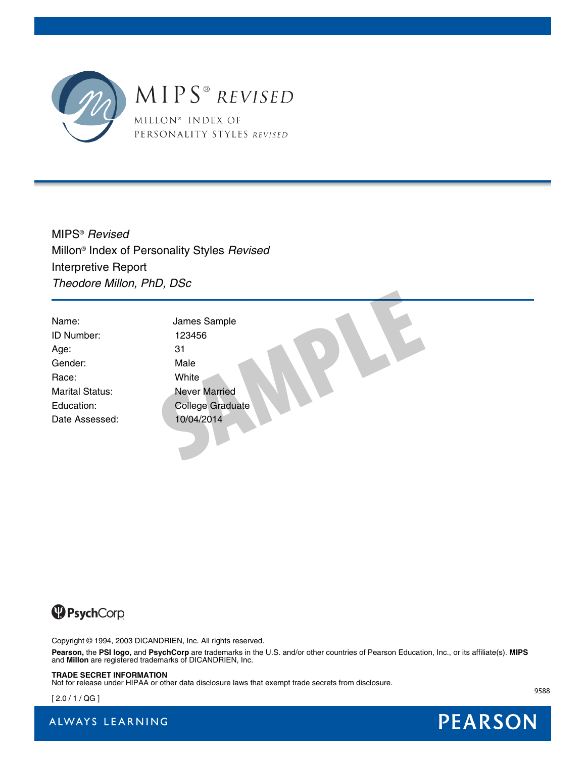# MIPS® *REVISED*

MILLON® INDEX OF PERSONALITY STYLES *REVISED*

MIPS® *Revised*
Millon® Index of Personality Styles *Revised*
Interpretive Report
*Theodore Millon, PhD, DSc*

| | |
|---|---|
| Name: | James Sample |
| ID Number: | 123456 |
| Age: | 31 |
| Gender: | Male |
| Race: | White |
| Marital Status: | Never Married |
| Education: | College Graduate |
| Date Assessed: | 10/04/2014 |

PsychCorp

Copyright © 1994, 2003 DICANDRIEN, Inc. All rights reserved.

**Pearson,** the **PSI logo,** and **PsychCorp** are trademarks in the U.S. and/or other countries of Pearson Education, Inc., or its affiliate(s). **MIPS** and **Millon** are registered trademarks of DICANDRIEN, Inc.

**TRADE SECRET INFORMATION**
Not for release under HIPAA or other data disclosure laws that exempt trade secrets from disclosure.

[ 2.0 / 1 / QG ]

9588

ALWAYS LEARNING

PEARSON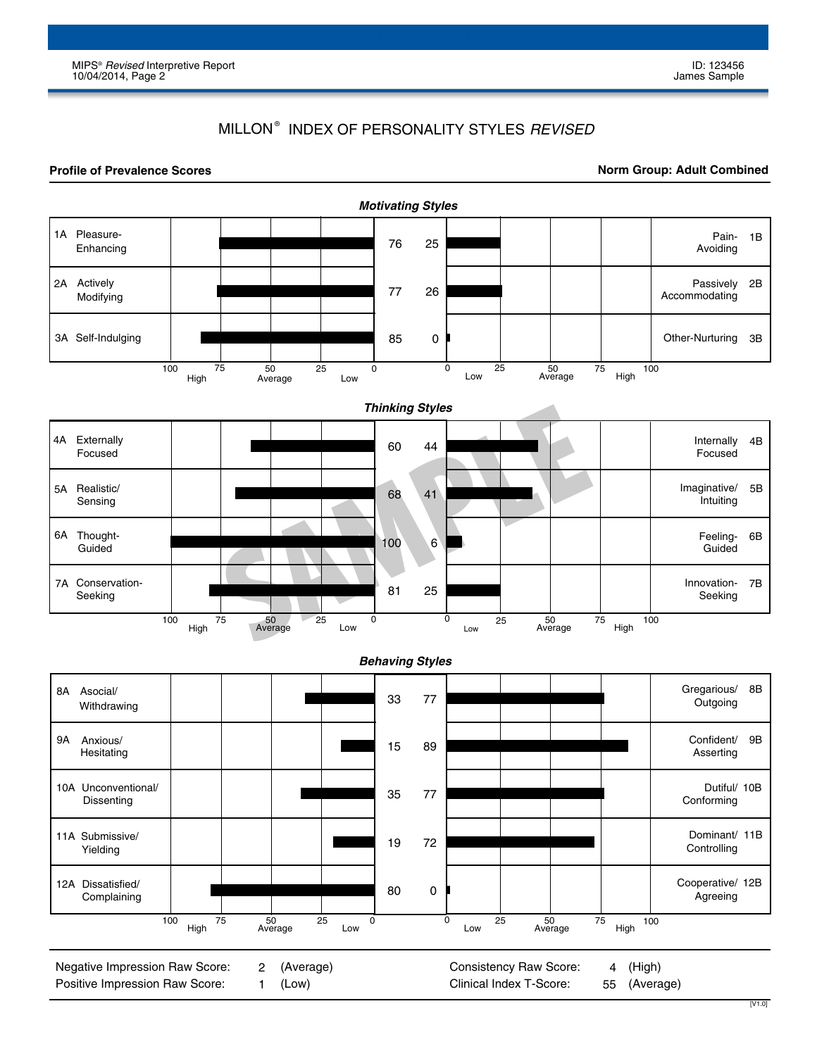# MILLON® INDEX OF PERSONALITY STYLES *REVISED*

**Profile of Prevalence Scores** | **Norm Group: Adult Combined**

### *Motivating Styles*

| Scale | Score | Score | Scale |
|---|---|---|---|
| 1A Pleasure-Enhancing | 76 | 25 | Pain-Avoiding 1B |
| 2A Actively Modifying | 77 | 26 | Passively Accommodating 2B |
| 3A Self-Indulging | 85 | 0 | Other-Nurturing 3B |

### *Thinking Styles*

| Scale | Score | Score | Scale |
|---|---|---|---|
| 4A Externally Focused | 60 | 44 | Internally Focused 4B |
| 5A Realistic/ Sensing | 68 | 41 | Imaginative/ Intuiting 5B |
| 6A Thought-Guided | 100 | 6 | Feeling-Guided 6B |
| 7A Conservation-Seeking | 81 | 25 | Innovation-Seeking 7B |

### *Behaving Styles*

| Scale | Score | Score | Scale |
|---|---|---|---|
| 8A Asocial/ Withdrawing | 33 | 77 | Gregarious/ Outgoing 8B |
| 9A Anxious/ Hesitating | 15 | 89 | Confident/ Asserting 9B |
| 10A Unconventional/ Dissenting | 35 | 77 | Dutiful/ Conforming 10B |
| 11A Submissive/ Yielding | 19 | 72 | Dominant/ Controlling 11B |
| 12A Dissatisfied/ Complaining | 80 | 0 | Cooperative/ Agreeing 12B |

Scale: 100 High – 75 – 50 Average – 25 Low – 0 | 0 – Low 25 – 50 Average – 75 High – 100

| | | | | | |
|---|---|---|---|---|---|
| Negative Impression Raw Score: | 2 | (Average) | Consistency Raw Score: | 4 | (High) |
| Positive Impression Raw Score: | 1 | (Low) | Clinical Index T-Score: | 55 | (Average) |

[V1.0]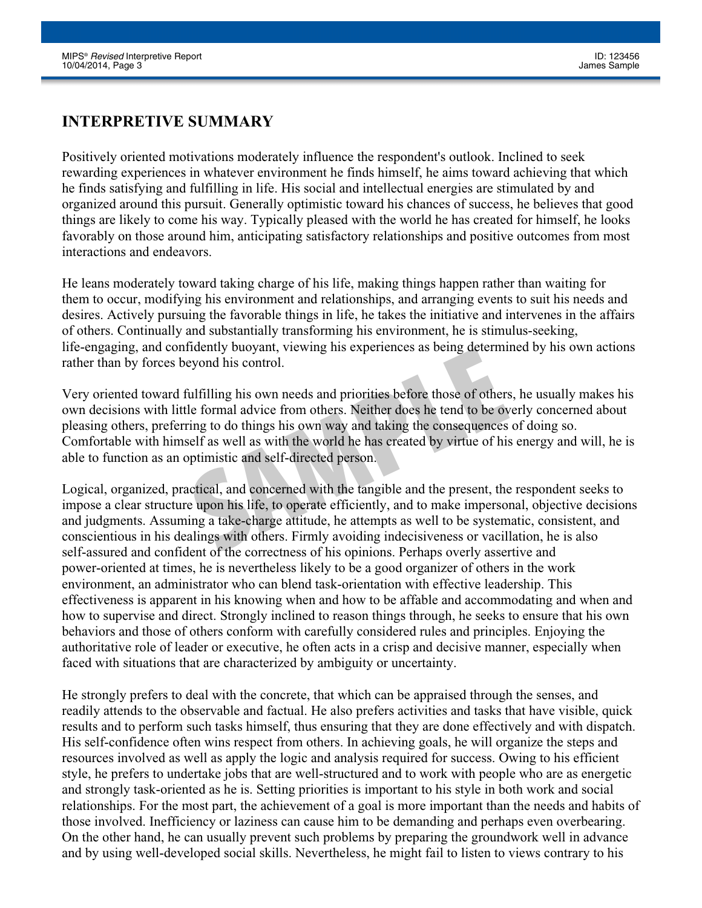## INTERPRETIVE SUMMARY

Positively oriented motivations moderately influence the respondent's outlook. Inclined to seek rewarding experiences in whatever environment he finds himself, he aims toward achieving that which he finds satisfying and fulfilling in life. His social and intellectual energies are stimulated by and organized around this pursuit. Generally optimistic toward his chances of success, he believes that good things are likely to come his way. Typically pleased with the world he has created for himself, he looks favorably on those around him, anticipating satisfactory relationships and positive outcomes from most interactions and endeavors.

He leans moderately toward taking charge of his life, making things happen rather than waiting for them to occur, modifying his environment and relationships, and arranging events to suit his needs and desires. Actively pursuing the favorable things in life, he takes the initiative and intervenes in the affairs of others. Continually and substantially transforming his environment, he is stimulus-seeking, life-engaging, and confidently buoyant, viewing his experiences as being determined by his own actions rather than by forces beyond his control.

Very oriented toward fulfilling his own needs and priorities before those of others, he usually makes his own decisions with little formal advice from others. Neither does he tend to be overly concerned about pleasing others, preferring to do things his own way and taking the consequences of doing so. Comfortable with himself as well as with the world he has created by virtue of his energy and will, he is able to function as an optimistic and self-directed person.

Logical, organized, practical, and concerned with the tangible and the present, the respondent seeks to impose a clear structure upon his life, to operate efficiently, and to make impersonal, objective decisions and judgments. Assuming a take-charge attitude, he attempts as well to be systematic, consistent, and conscientious in his dealings with others. Firmly avoiding indecisiveness or vacillation, he is also self-assured and confident of the correctness of his opinions. Perhaps overly assertive and power-oriented at times, he is nevertheless likely to be a good organizer of others in the work environment, an administrator who can blend task-orientation with effective leadership. This effectiveness is apparent in his knowing when and how to be affable and accommodating and when and how to supervise and direct. Strongly inclined to reason things through, he seeks to ensure that his own behaviors and those of others conform with carefully considered rules and principles. Enjoying the authoritative role of leader or executive, he often acts in a crisp and decisive manner, especially when faced with situations that are characterized by ambiguity or uncertainty.

He strongly prefers to deal with the concrete, that which can be appraised through the senses, and readily attends to the observable and factual. He also prefers activities and tasks that have visible, quick results and to perform such tasks himself, thus ensuring that they are done effectively and with dispatch. His self-confidence often wins respect from others. In achieving goals, he will organize the steps and resources involved as well as apply the logic and analysis required for success. Owing to his efficient style, he prefers to undertake jobs that are well-structured and to work with people who are as energetic and strongly task-oriented as he is. Setting priorities is important to his style in both work and social relationships. For the most part, the achievement of a goal is more important than the needs and habits of those involved. Inefficiency or laziness can cause him to be demanding and perhaps even overbearing. On the other hand, he can usually prevent such problems by preparing the groundwork well in advance and by using well-developed social skills. Nevertheless, he might fail to listen to views contrary to his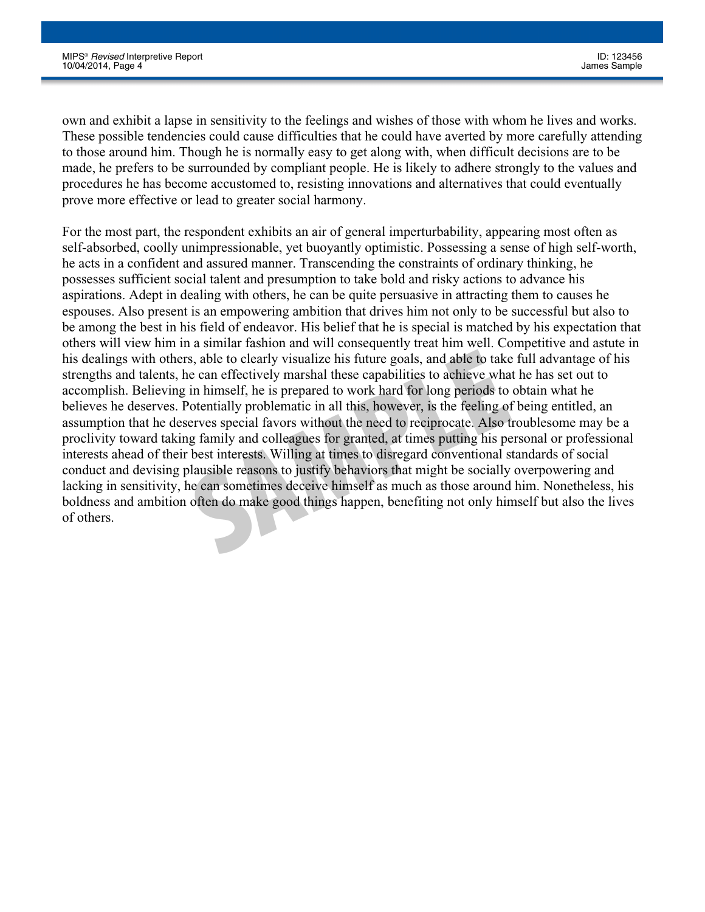own and exhibit a lapse in sensitivity to the feelings and wishes of those with whom he lives and works. These possible tendencies could cause difficulties that he could have averted by more carefully attending to those around him. Though he is normally easy to get along with, when difficult decisions are to be made, he prefers to be surrounded by compliant people. He is likely to adhere strongly to the values and procedures he has become accustomed to, resisting innovations and alternatives that could eventually prove more effective or lead to greater social harmony.

For the most part, the respondent exhibits an air of general imperturbability, appearing most often as self-absorbed, coolly unimpressionable, yet buoyantly optimistic. Possessing a sense of high self-worth, he acts in a confident and assured manner. Transcending the constraints of ordinary thinking, he possesses sufficient social talent and presumption to take bold and risky actions to advance his aspirations. Adept in dealing with others, he can be quite persuasive in attracting them to causes he espouses. Also present is an empowering ambition that drives him not only to be successful but also to be among the best in his field of endeavor. His belief that he is special is matched by his expectation that others will view him in a similar fashion and will consequently treat him well. Competitive and astute in his dealings with others, able to clearly visualize his future goals, and able to take full advantage of his strengths and talents, he can effectively marshal these capabilities to achieve what he has set out to accomplish. Believing in himself, he is prepared to work hard for long periods to obtain what he believes he deserves. Potentially problematic in all this, however, is the feeling of being entitled, an assumption that he deserves special favors without the need to reciprocate. Also troublesome may be a proclivity toward taking family and colleagues for granted, at times putting his personal or professional interests ahead of their best interests. Willing at times to disregard conventional standards of social conduct and devising plausible reasons to justify behaviors that might be socially overpowering and lacking in sensitivity, he can sometimes deceive himself as much as those around him. Nonetheless, his boldness and ambition often do make good things happen, benefiting not only himself but also the lives of others.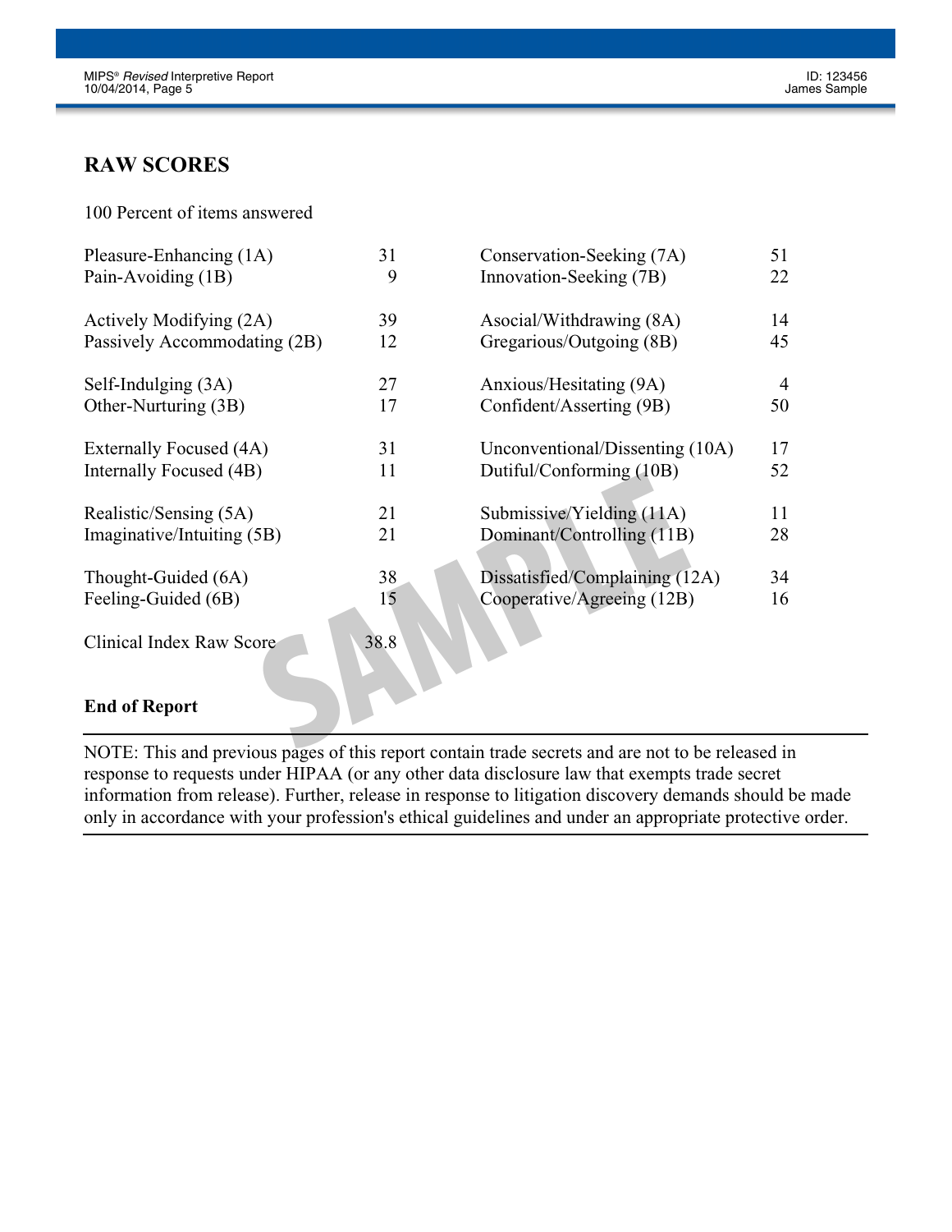## RAW SCORES

100 Percent of items answered

| Scale | Score | Scale | Score |
|---|---|---|---|
| Pleasure-Enhancing (1A) | 31 | Conservation-Seeking (7A) | 51 |
| Pain-Avoiding (1B) | 9 | Innovation-Seeking (7B) | 22 |
| Actively Modifying (2A) | 39 | Asocial/Withdrawing (8A) | 14 |
| Passively Accommodating (2B) | 12 | Gregarious/Outgoing (8B) | 45 |
| Self-Indulging (3A) | 27 | Anxious/Hesitating (9A) | 4 |
| Other-Nurturing (3B) | 17 | Confident/Asserting (9B) | 50 |
| Externally Focused (4A) | 31 | Unconventional/Dissenting (10A) | 17 |
| Internally Focused (4B) | 11 | Dutiful/Conforming (10B) | 52 |
| Realistic/Sensing (5A) | 21 | Submissive/Yielding (11A) | 11 |
| Imaginative/Intuiting (5B) | 21 | Dominant/Controlling (11B) | 28 |
| Thought-Guided (6A) | 38 | Dissatisfied/Complaining (12A) | 34 |
| Feeling-Guided (6B) | 15 | Cooperative/Agreeing (12B) | 16 |

Clinical Index Raw Score 38.8

**End of Report**

NOTE: This and previous pages of this report contain trade secrets and are not to be released in response to requests under HIPAA (or any other data disclosure law that exempts trade secret information from release). Further, release in response to litigation discovery demands should be made only in accordance with your profession's ethical guidelines and under an appropriate protective order.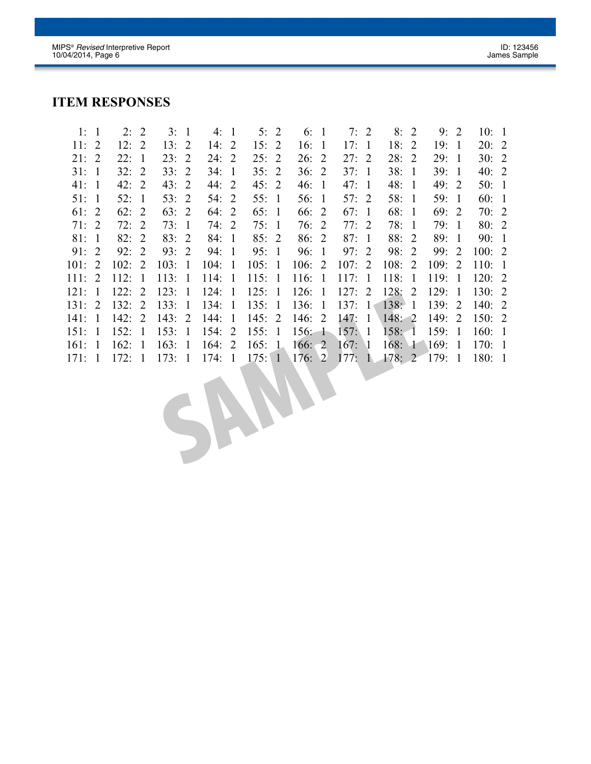## ITEM RESPONSES

| | | | | | | | | | |
|---|---|---|---|---|---|---|---|---|---|
| 1: 1 | 2: 2 | 3: 1 | 4: 1 | 5: 2 | 6: 1 | 7: 2 | 8: 2 | 9: 2 | 10: 1 |
| 11: 2 | 12: 2 | 13: 2 | 14: 2 | 15: 2 | 16: 1 | 17: 1 | 18: 2 | 19: 1 | 20: 2 |
| 21: 2 | 22: 1 | 23: 2 | 24: 2 | 25: 2 | 26: 2 | 27: 2 | 28: 2 | 29: 1 | 30: 2 |
| 31: 1 | 32: 2 | 33: 2 | 34: 1 | 35: 2 | 36: 2 | 37: 1 | 38: 1 | 39: 1 | 40: 2 |
| 41: 1 | 42: 2 | 43: 2 | 44: 2 | 45: 2 | 46: 1 | 47: 1 | 48: 1 | 49: 2 | 50: 1 |
| 51: 1 | 52: 1 | 53: 2 | 54: 2 | 55: 1 | 56: 1 | 57: 2 | 58: 1 | 59: 1 | 60: 1 |
| 61: 2 | 62: 2 | 63: 2 | 64: 2 | 65: 1 | 66: 2 | 67: 1 | 68: 1 | 69: 2 | 70: 2 |
| 71: 2 | 72: 2 | 73: 1 | 74: 2 | 75: 1 | 76: 2 | 77: 2 | 78: 1 | 79: 1 | 80: 2 |
| 81: 1 | 82: 2 | 83: 2 | 84: 1 | 85: 2 | 86: 2 | 87: 1 | 88: 2 | 89: 1 | 90: 1 |
| 91: 2 | 92: 2 | 93: 2 | 94: 1 | 95: 1 | 96: 1 | 97: 2 | 98: 2 | 99: 2 | 100: 2 |
| 101: 2 | 102: 2 | 103: 1 | 104: 1 | 105: 1 | 106: 2 | 107: 2 | 108: 2 | 109: 2 | 110: 1 |
| 111: 2 | 112: 1 | 113: 1 | 114: 1 | 115: 1 | 116: 1 | 117: 1 | 118: 1 | 119: 1 | 120: 2 |
| 121: 1 | 122: 2 | 123: 1 | 124: 1 | 125: 1 | 126: 1 | 127: 2 | 128: 2 | 129: 1 | 130: 2 |
| 131: 2 | 132: 2 | 133: 1 | 134: 1 | 135: 1 | 136: 1 | 137: 1 | 138: 1 | 139: 2 | 140: 2 |
| 141: 1 | 142: 2 | 143: 2 | 144: 1 | 145: 2 | 146: 2 | 147: 1 | 148: 2 | 149: 2 | 150: 2 |
| 151: 1 | 152: 1 | 153: 1 | 154: 2 | 155: 1 | 156: 1 | 157: 1 | 158: 1 | 159: 1 | 160: 1 |
| 161: 1 | 162: 1 | 163: 1 | 164: 2 | 165: 1 | 166: 2 | 167: 1 | 168: 1 | 169: 1 | 170: 1 |
| 171: 1 | 172: 1 | 173: 1 | 174: 1 | 175: 1 | 176: 2 | 177: 1 | 178: 2 | 179: 1 | 180: 1 |